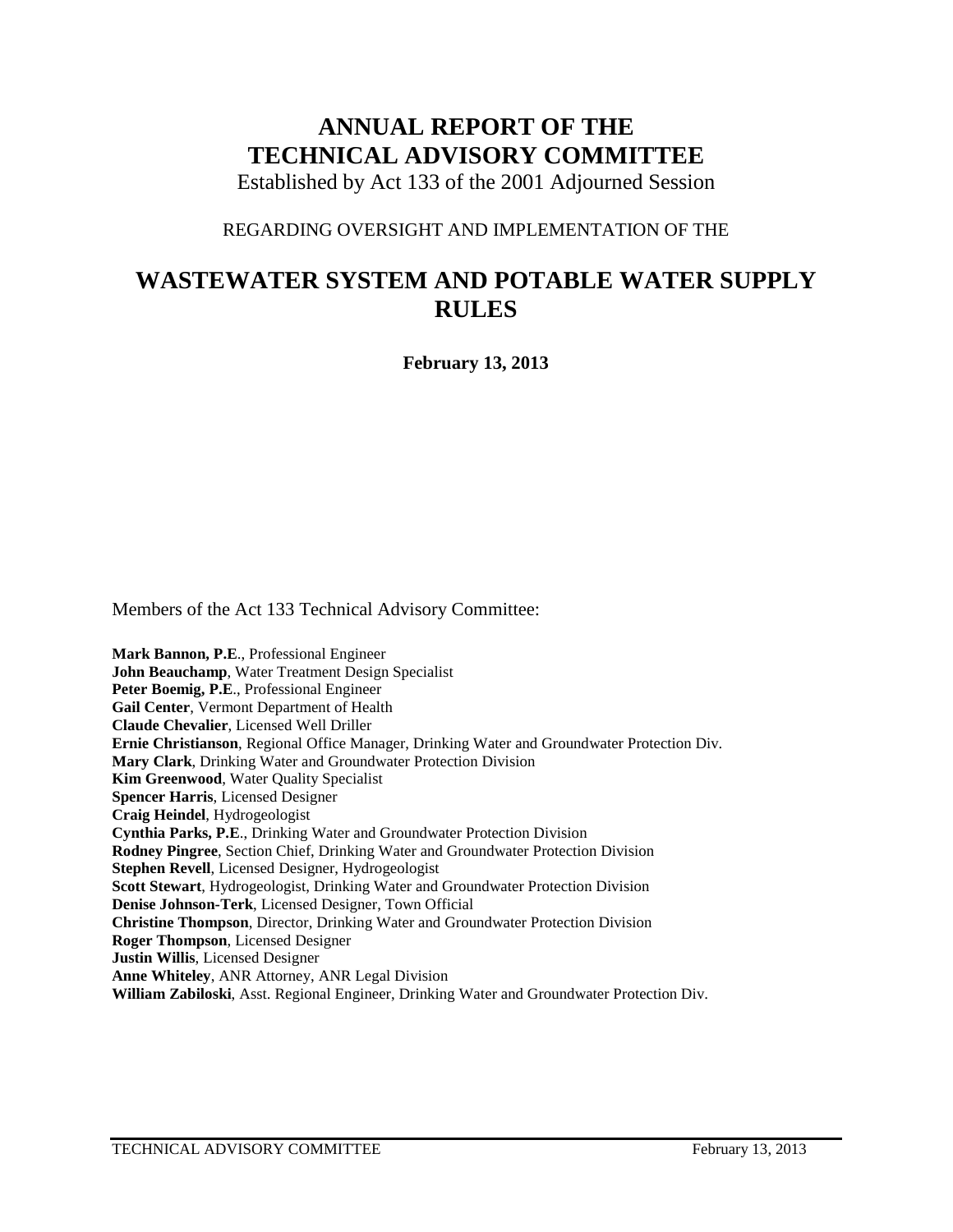# ANNUAL REPORT OF THE TECHNICAL ADVISORY COMMITTEE

Established by Act 133 of the 2001 Adjourned Session

REGARDING OVERSIGHT AND IMPLEMENTATION OF THE

# WASTEWATER SYSTEM AND POTABLE WATER SUPPLY RULES

**February 13, 2013**

Members of the Act 133 Technical Advisory Committee:

**Mark Bannon, P.E**., Professional Engineer
**John Beauchamp**, Water Treatment Design Specialist
**Peter Boemig, P.E**., Professional Engineer
**Gail Center**, Vermont Department of Health
**Claude Chevalier**, Licensed Well Driller
**Ernie Christianson**, Regional Office Manager, Drinking Water and Groundwater Protection Div.
**Mary Clark**, Drinking Water and Groundwater Protection Division
**Kim Greenwood**, Water Quality Specialist
**Spencer Harris**, Licensed Designer
**Craig Heindel**, Hydrogeologist
**Cynthia Parks, P.E**., Drinking Water and Groundwater Protection Division
**Rodney Pingree**, Section Chief, Drinking Water and Groundwater Protection Division
**Stephen Revell**, Licensed Designer, Hydrogeologist
**Scott Stewart**, Hydrogeologist, Drinking Water and Groundwater Protection Division
**Denise Johnson-Terk**, Licensed Designer, Town Official
**Christine Thompson**, Director, Drinking Water and Groundwater Protection Division
**Roger Thompson**, Licensed Designer
**Justin Willis**, Licensed Designer
**Anne Whiteley**, ANR Attorney, ANR Legal Division
**William Zabiloski**, Asst. Regional Engineer, Drinking Water and Groundwater Protection Div.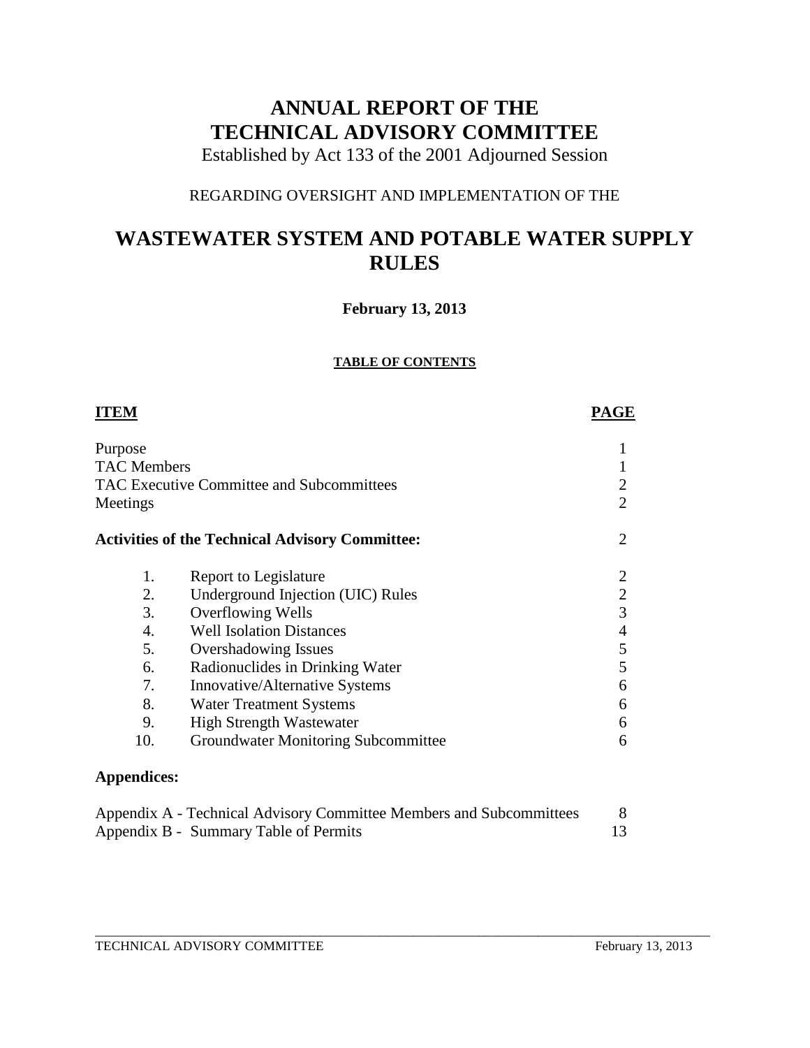# ANNUAL REPORT OF THE TECHNICAL ADVISORY COMMITTEE

Established by Act 133 of the 2001 Adjourned Session

REGARDING OVERSIGHT AND IMPLEMENTATION OF THE

# WASTEWATER SYSTEM AND POTABLE WATER SUPPLY RULES

**February 13, 2013**

**TABLE OF CONTENTS**

| **ITEM** | | **PAGE** |
|---|---|---|
| Purpose | | 1 |
| TAC Members | | 1 |
| TAC Executive Committee and Subcommittees | | 2 |
| Meetings | | 2 |
| **Activities of the Technical Advisory Committee:** | | 2 |
| 1. | Report to Legislature | 2 |
| 2. | Underground Injection (UIC) Rules | 2 |
| 3. | Overflowing Wells | 3 |
| 4. | Well Isolation Distances | 4 |
| 5. | Overshadowing Issues | 5 |
| 6. | Radionuclides in Drinking Water | 5 |
| 7. | Innovative/Alternative Systems | 6 |
| 8. | Water Treatment Systems | 6 |
| 9. | High Strength Wastewater | 6 |
| 10. | Groundwater Monitoring Subcommittee | 6 |
| **Appendices:** | | |
| Appendix A - Technical Advisory Committee Members and Subcommittees | | 8 |
| Appendix B - Summary Table of Permits | | 13 |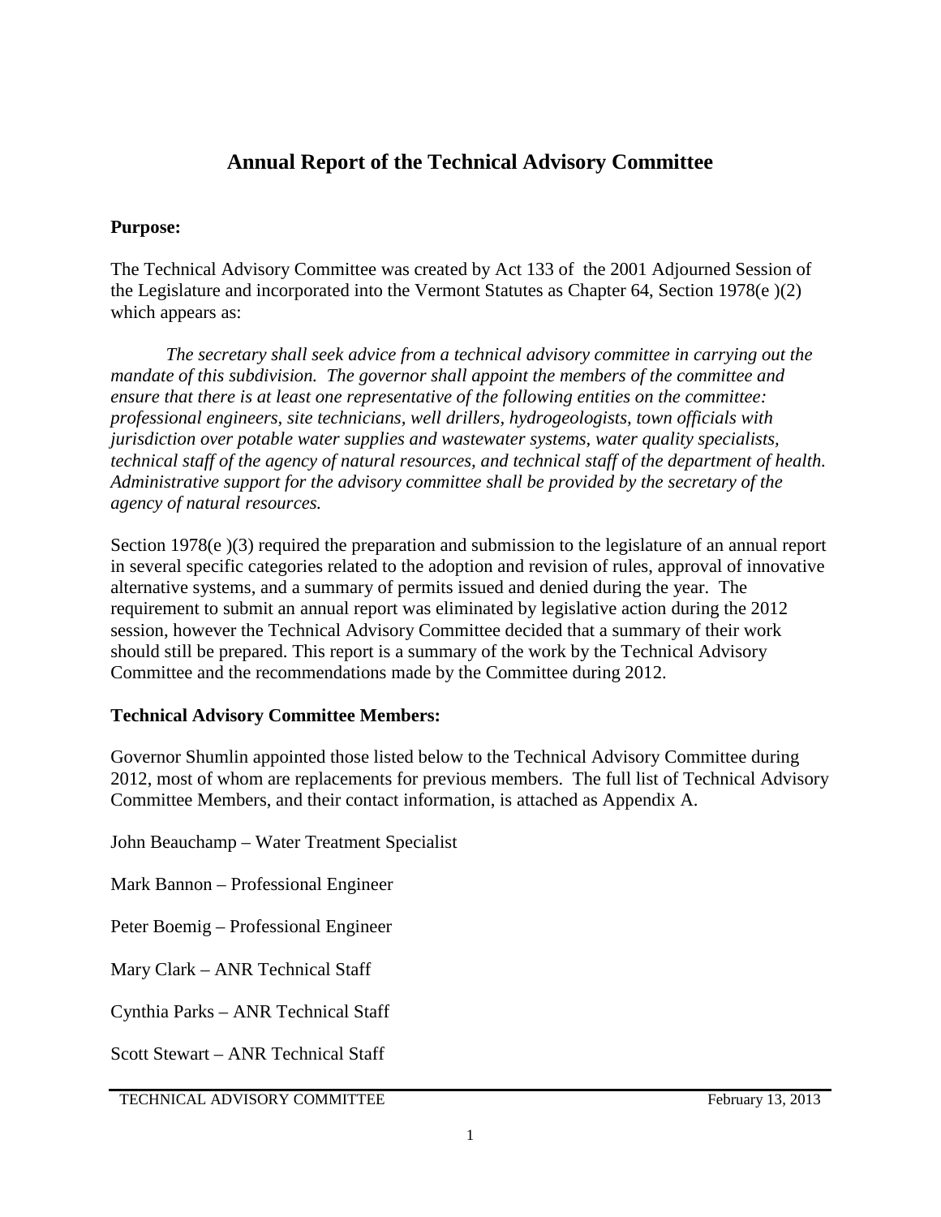# Annual Report of the Technical Advisory Committee

**Purpose:**

The Technical Advisory Committee was created by Act 133 of the 2001 Adjourned Session of the Legislature and incorporated into the Vermont Statutes as Chapter 64, Section 1978(e )(2) which appears as:

> *The secretary shall seek advice from a technical advisory committee in carrying out the mandate of this subdivision. The governor shall appoint the members of the committee and ensure that there is at least one representative of the following entities on the committee: professional engineers, site technicians, well drillers, hydrogeologists, town officials with jurisdiction over potable water supplies and wastewater systems, water quality specialists, technical staff of the agency of natural resources, and technical staff of the department of health. Administrative support for the advisory committee shall be provided by the secretary of the agency of natural resources.*

Section 1978(e )(3) required the preparation and submission to the legislature of an annual report in several specific categories related to the adoption and revision of rules, approval of innovative alternative systems, and a summary of permits issued and denied during the year. The requirement to submit an annual report was eliminated by legislative action during the 2012 session, however the Technical Advisory Committee decided that a summary of their work should still be prepared. This report is a summary of the work by the Technical Advisory Committee and the recommendations made by the Committee during 2012.

**Technical Advisory Committee Members:**

Governor Shumlin appointed those listed below to the Technical Advisory Committee during 2012, most of whom are replacements for previous members. The full list of Technical Advisory Committee Members, and their contact information, is attached as Appendix A.

John Beauchamp – Water Treatment Specialist

Mark Bannon – Professional Engineer

Peter Boemig – Professional Engineer

Mary Clark – ANR Technical Staff

Cynthia Parks – ANR Technical Staff

Scott Stewart – ANR Technical Staff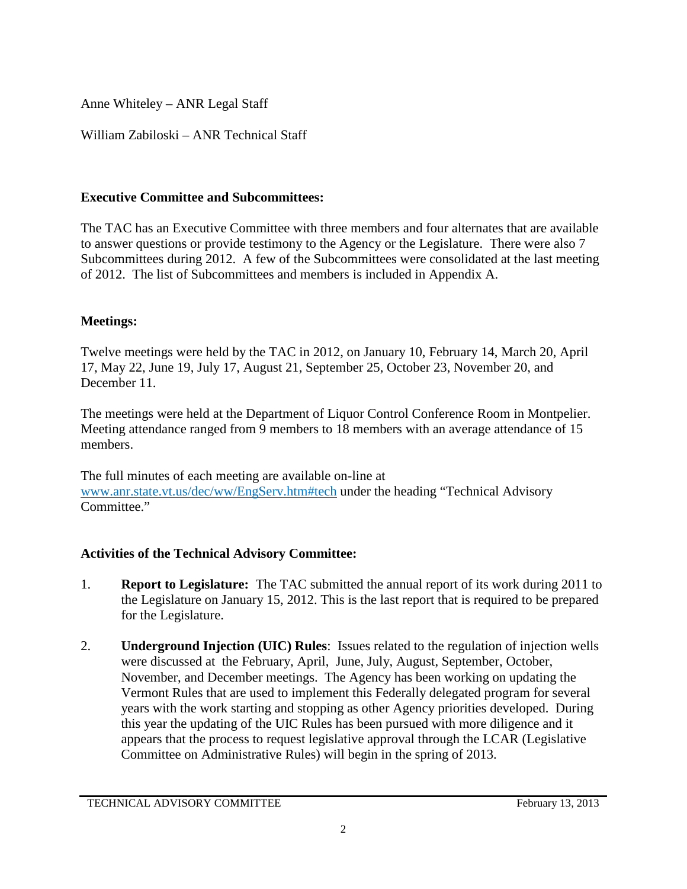Anne Whiteley – ANR Legal Staff

William Zabiloski – ANR Technical Staff

**Executive Committee and Subcommittees:**

The TAC has an Executive Committee with three members and four alternates that are available to answer questions or provide testimony to the Agency or the Legislature. There were also 7 Subcommittees during 2012. A few of the Subcommittees were consolidated at the last meeting of 2012. The list of Subcommittees and members is included in Appendix A.

**Meetings:**

Twelve meetings were held by the TAC in 2012, on January 10, February 14, March 20, April 17, May 22, June 19, July 17, August 21, September 25, October 23, November 20, and December 11.

The meetings were held at the Department of Liquor Control Conference Room in Montpelier. Meeting attendance ranged from 9 members to 18 members with an average attendance of 15 members.

The full minutes of each meeting are available on-line at www.anr.state.vt.us/dec/ww/EngServ.htm#tech under the heading "Technical Advisory Committee."

**Activities of the Technical Advisory Committee:**

1. **Report to Legislature:** The TAC submitted the annual report of its work during 2011 to the Legislature on January 15, 2012. This is the last report that is required to be prepared for the Legislature.

2. **Underground Injection (UIC) Rules**: Issues related to the regulation of injection wells were discussed at the February, April, June, July, August, September, October, November, and December meetings. The Agency has been working on updating the Vermont Rules that are used to implement this Federally delegated program for several years with the work starting and stopping as other Agency priorities developed. During this year the updating of the UIC Rules has been pursued with more diligence and it appears that the process to request legislative approval through the LCAR (Legislative Committee on Administrative Rules) will begin in the spring of 2013.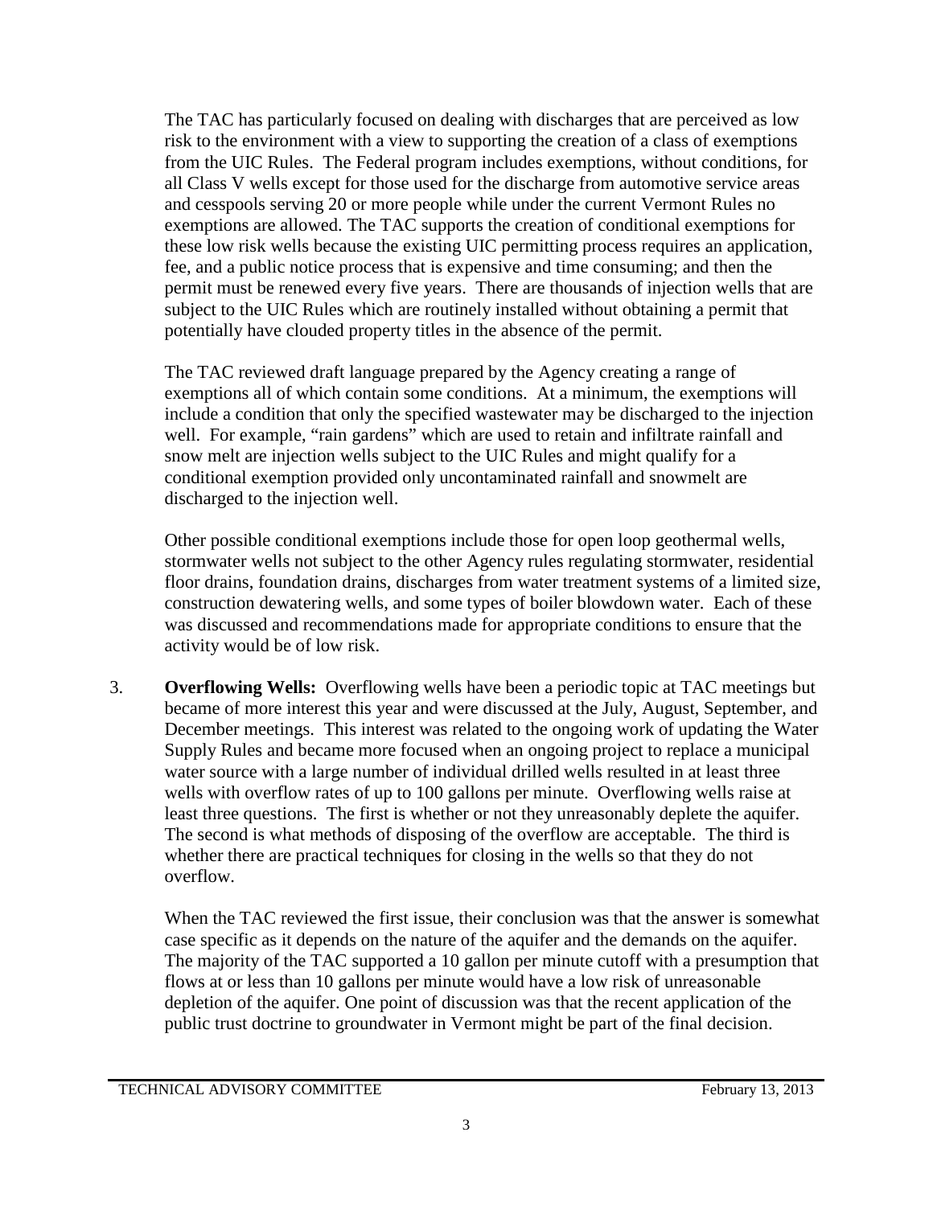The TAC has particularly focused on dealing with discharges that are perceived as low risk to the environment with a view to supporting the creation of a class of exemptions from the UIC Rules. The Federal program includes exemptions, without conditions, for all Class V wells except for those used for the discharge from automotive service areas and cesspools serving 20 or more people while under the current Vermont Rules no exemptions are allowed. The TAC supports the creation of conditional exemptions for these low risk wells because the existing UIC permitting process requires an application, fee, and a public notice process that is expensive and time consuming; and then the permit must be renewed every five years. There are thousands of injection wells that are subject to the UIC Rules which are routinely installed without obtaining a permit that potentially have clouded property titles in the absence of the permit.

The TAC reviewed draft language prepared by the Agency creating a range of exemptions all of which contain some conditions. At a minimum, the exemptions will include a condition that only the specified wastewater may be discharged to the injection well. For example, "rain gardens" which are used to retain and infiltrate rainfall and snow melt are injection wells subject to the UIC Rules and might qualify for a conditional exemption provided only uncontaminated rainfall and snowmelt are discharged to the injection well.

Other possible conditional exemptions include those for open loop geothermal wells, stormwater wells not subject to the other Agency rules regulating stormwater, residential floor drains, foundation drains, discharges from water treatment systems of a limited size, construction dewatering wells, and some types of boiler blowdown water. Each of these was discussed and recommendations made for appropriate conditions to ensure that the activity would be of low risk.

3. **Overflowing Wells:** Overflowing wells have been a periodic topic at TAC meetings but became of more interest this year and were discussed at the July, August, September, and December meetings. This interest was related to the ongoing work of updating the Water Supply Rules and became more focused when an ongoing project to replace a municipal water source with a large number of individual drilled wells resulted in at least three wells with overflow rates of up to 100 gallons per minute. Overflowing wells raise at least three questions. The first is whether or not they unreasonably deplete the aquifer. The second is what methods of disposing of the overflow are acceptable. The third is whether there are practical techniques for closing in the wells so that they do not overflow.

   When the TAC reviewed the first issue, their conclusion was that the answer is somewhat case specific as it depends on the nature of the aquifer and the demands on the aquifer. The majority of the TAC supported a 10 gallon per minute cutoff with a presumption that flows at or less than 10 gallons per minute would have a low risk of unreasonable depletion of the aquifer. One point of discussion was that the recent application of the public trust doctrine to groundwater in Vermont might be part of the final decision.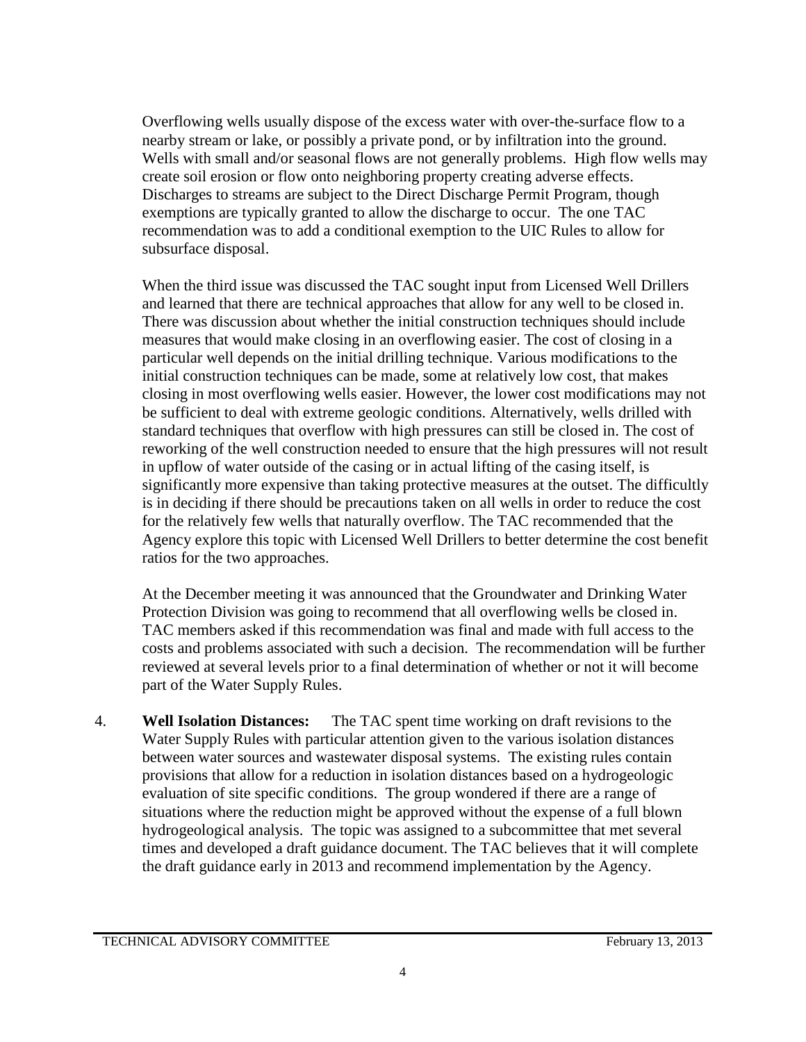Overflowing wells usually dispose of the excess water with over-the-surface flow to a nearby stream or lake, or possibly a private pond, or by infiltration into the ground. Wells with small and/or seasonal flows are not generally problems. High flow wells may create soil erosion or flow onto neighboring property creating adverse effects. Discharges to streams are subject to the Direct Discharge Permit Program, though exemptions are typically granted to allow the discharge to occur. The one TAC recommendation was to add a conditional exemption to the UIC Rules to allow for subsurface disposal.

When the third issue was discussed the TAC sought input from Licensed Well Drillers and learned that there are technical approaches that allow for any well to be closed in. There was discussion about whether the initial construction techniques should include measures that would make closing in an overflowing easier. The cost of closing in a particular well depends on the initial drilling technique. Various modifications to the initial construction techniques can be made, some at relatively low cost, that makes closing in most overflowing wells easier. However, the lower cost modifications may not be sufficient to deal with extreme geologic conditions. Alternatively, wells drilled with standard techniques that overflow with high pressures can still be closed in. The cost of reworking of the well construction needed to ensure that the high pressures will not result in upflow of water outside of the casing or in actual lifting of the casing itself, is significantly more expensive than taking protective measures at the outset. The difficultly is in deciding if there should be precautions taken on all wells in order to reduce the cost for the relatively few wells that naturally overflow. The TAC recommended that the Agency explore this topic with Licensed Well Drillers to better determine the cost benefit ratios for the two approaches.

At the December meeting it was announced that the Groundwater and Drinking Water Protection Division was going to recommend that all overflowing wells be closed in. TAC members asked if this recommendation was final and made with full access to the costs and problems associated with such a decision. The recommendation will be further reviewed at several levels prior to a final determination of whether or not it will become part of the Water Supply Rules.

4. **Well Isolation Distances:** The TAC spent time working on draft revisions to the Water Supply Rules with particular attention given to the various isolation distances between water sources and wastewater disposal systems. The existing rules contain provisions that allow for a reduction in isolation distances based on a hydrogeologic evaluation of site specific conditions. The group wondered if there are a range of situations where the reduction might be approved without the expense of a full blown hydrogeological analysis. The topic was assigned to a subcommittee that met several times and developed a draft guidance document. The TAC believes that it will complete the draft guidance early in 2013 and recommend implementation by the Agency.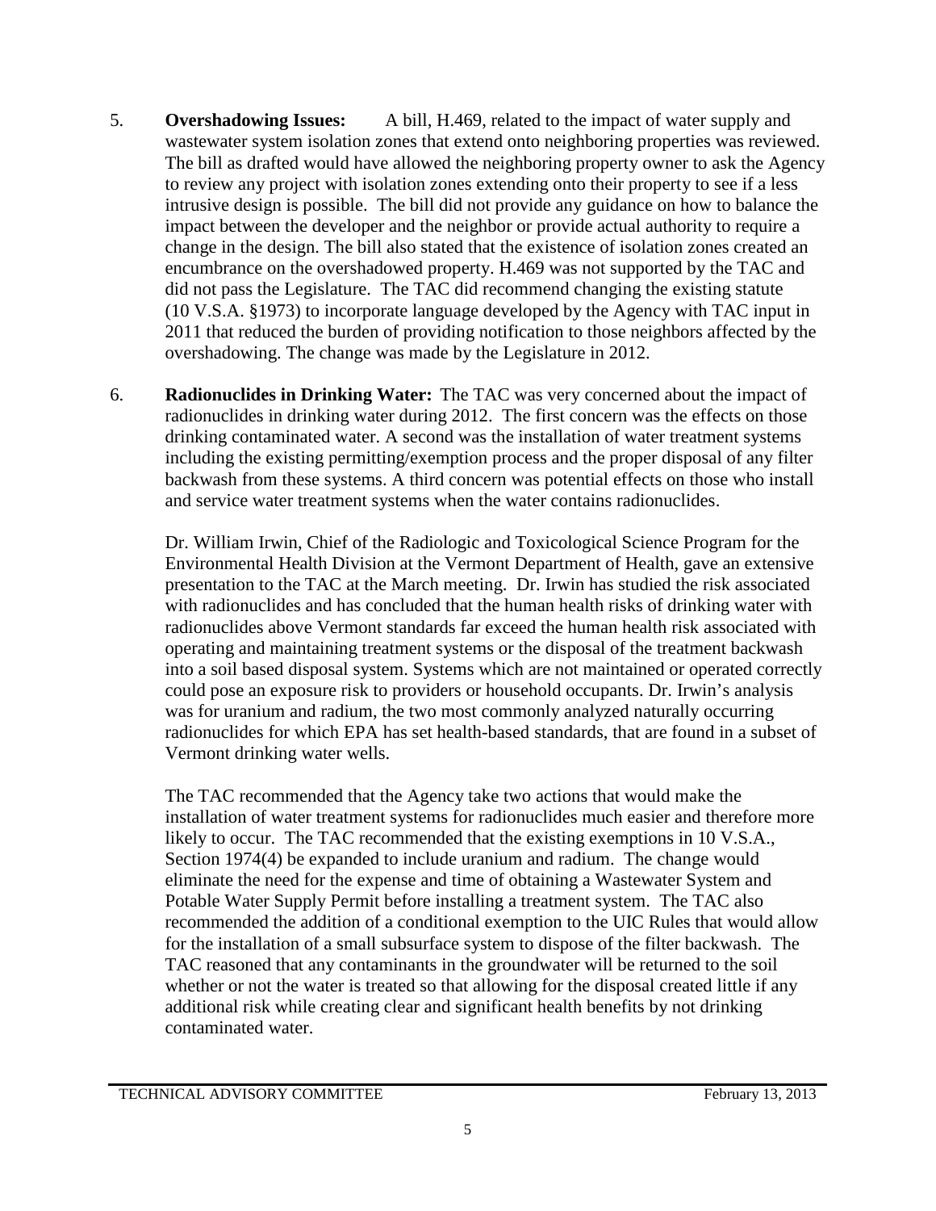5. **Overshadowing Issues:** A bill, H.469, related to the impact of water supply and wastewater system isolation zones that extend onto neighboring properties was reviewed. The bill as drafted would have allowed the neighboring property owner to ask the Agency to review any project with isolation zones extending onto their property to see if a less intrusive design is possible. The bill did not provide any guidance on how to balance the impact between the developer and the neighbor or provide actual authority to require a change in the design. The bill also stated that the existence of isolation zones created an encumbrance on the overshadowed property. H.469 was not supported by the TAC and did not pass the Legislature. The TAC did recommend changing the existing statute (10 V.S.A. §1973) to incorporate language developed by the Agency with TAC input in 2011 that reduced the burden of providing notification to those neighbors affected by the overshadowing. The change was made by the Legislature in 2012.

6. **Radionuclides in Drinking Water:** The TAC was very concerned about the impact of radionuclides in drinking water during 2012. The first concern was the effects on those drinking contaminated water. A second was the installation of water treatment systems including the existing permitting/exemption process and the proper disposal of any filter backwash from these systems. A third concern was potential effects on those who install and service water treatment systems when the water contains radionuclides.

   Dr. William Irwin, Chief of the Radiologic and Toxicological Science Program for the Environmental Health Division at the Vermont Department of Health, gave an extensive presentation to the TAC at the March meeting. Dr. Irwin has studied the risk associated with radionuclides and has concluded that the human health risks of drinking water with radionuclides above Vermont standards far exceed the human health risk associated with operating and maintaining treatment systems or the disposal of the treatment backwash into a soil based disposal system. Systems which are not maintained or operated correctly could pose an exposure risk to providers or household occupants. Dr. Irwin's analysis was for uranium and radium, the two most commonly analyzed naturally occurring radionuclides for which EPA has set health-based standards, that are found in a subset of Vermont drinking water wells.

   The TAC recommended that the Agency take two actions that would make the installation of water treatment systems for radionuclides much easier and therefore more likely to occur. The TAC recommended that the existing exemptions in 10 V.S.A., Section 1974(4) be expanded to include uranium and radium. The change would eliminate the need for the expense and time of obtaining a Wastewater System and Potable Water Supply Permit before installing a treatment system. The TAC also recommended the addition of a conditional exemption to the UIC Rules that would allow for the installation of a small subsurface system to dispose of the filter backwash. The TAC reasoned that any contaminants in the groundwater will be returned to the soil whether or not the water is treated so that allowing for the disposal created little if any additional risk while creating clear and significant health benefits by not drinking contaminated water.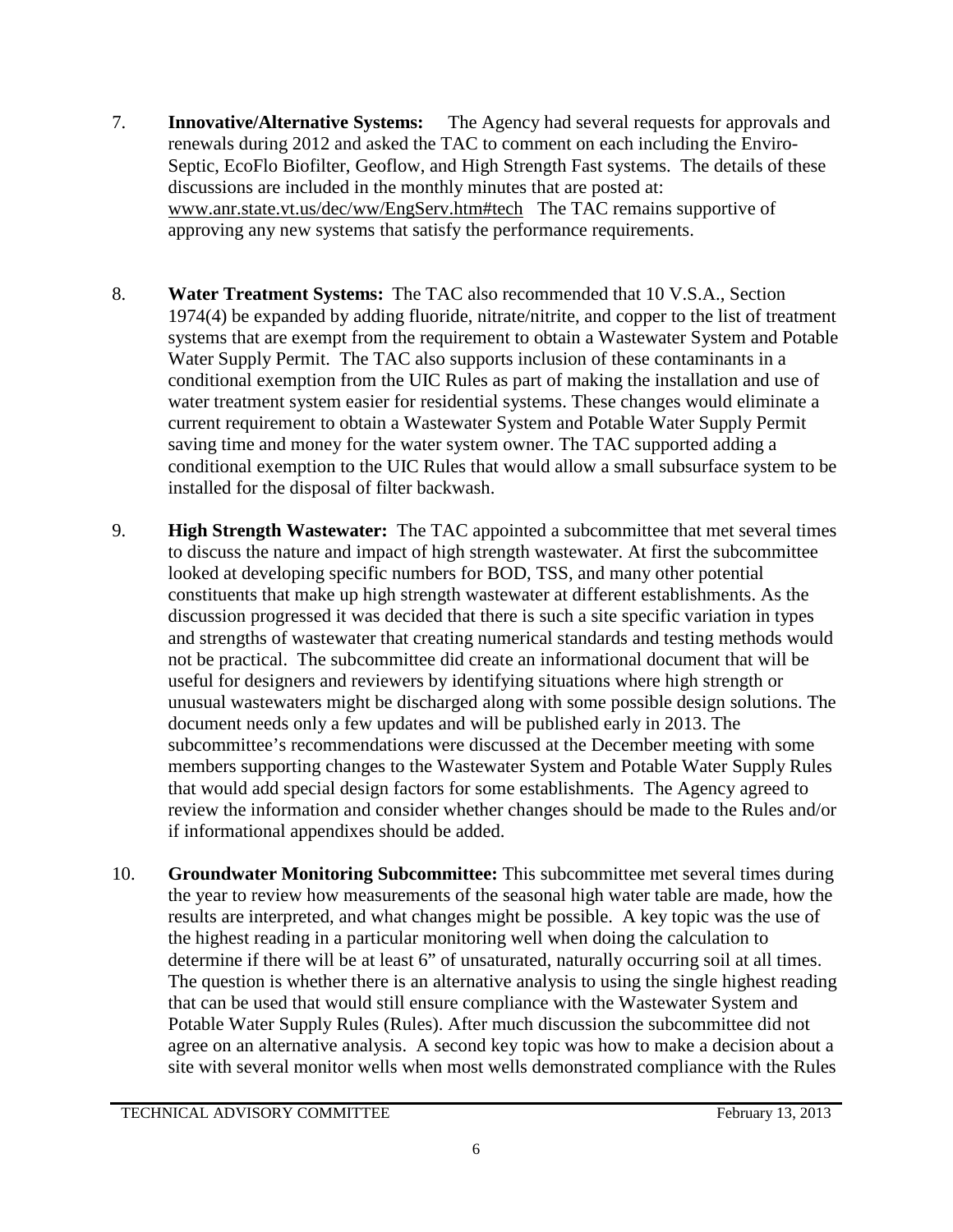7. **Innovative/Alternative Systems:** The Agency had several requests for approvals and renewals during 2012 and asked the TAC to comment on each including the Enviro-Septic, EcoFlo Biofilter, Geoflow, and High Strength Fast systems. The details of these discussions are included in the monthly minutes that are posted at: www.anr.state.vt.us/dec/ww/EngServ.htm#tech The TAC remains supportive of approving any new systems that satisfy the performance requirements.

8. **Water Treatment Systems:** The TAC also recommended that 10 V.S.A., Section 1974(4) be expanded by adding fluoride, nitrate/nitrite, and copper to the list of treatment systems that are exempt from the requirement to obtain a Wastewater System and Potable Water Supply Permit. The TAC also supports inclusion of these contaminants in a conditional exemption from the UIC Rules as part of making the installation and use of water treatment system easier for residential systems. These changes would eliminate a current requirement to obtain a Wastewater System and Potable Water Supply Permit saving time and money for the water system owner. The TAC supported adding a conditional exemption to the UIC Rules that would allow a small subsurface system to be installed for the disposal of filter backwash.

9. **High Strength Wastewater:** The TAC appointed a subcommittee that met several times to discuss the nature and impact of high strength wastewater. At first the subcommittee looked at developing specific numbers for BOD, TSS, and many other potential constituents that make up high strength wastewater at different establishments. As the discussion progressed it was decided that there is such a site specific variation in types and strengths of wastewater that creating numerical standards and testing methods would not be practical. The subcommittee did create an informational document that will be useful for designers and reviewers by identifying situations where high strength or unusual wastewaters might be discharged along with some possible design solutions. The document needs only a few updates and will be published early in 2013. The subcommittee's recommendations were discussed at the December meeting with some members supporting changes to the Wastewater System and Potable Water Supply Rules that would add special design factors for some establishments. The Agency agreed to review the information and consider whether changes should be made to the Rules and/or if informational appendixes should be added.

10. **Groundwater Monitoring Subcommittee:** This subcommittee met several times during the year to review how measurements of the seasonal high water table are made, how the results are interpreted, and what changes might be possible. A key topic was the use of the highest reading in a particular monitoring well when doing the calculation to determine if there will be at least 6" of unsaturated, naturally occurring soil at all times. The question is whether there is an alternative analysis to using the single highest reading that can be used that would still ensure compliance with the Wastewater System and Potable Water Supply Rules (Rules). After much discussion the subcommittee did not agree on an alternative analysis. A second key topic was how to make a decision about a site with several monitor wells when most wells demonstrated compliance with the Rules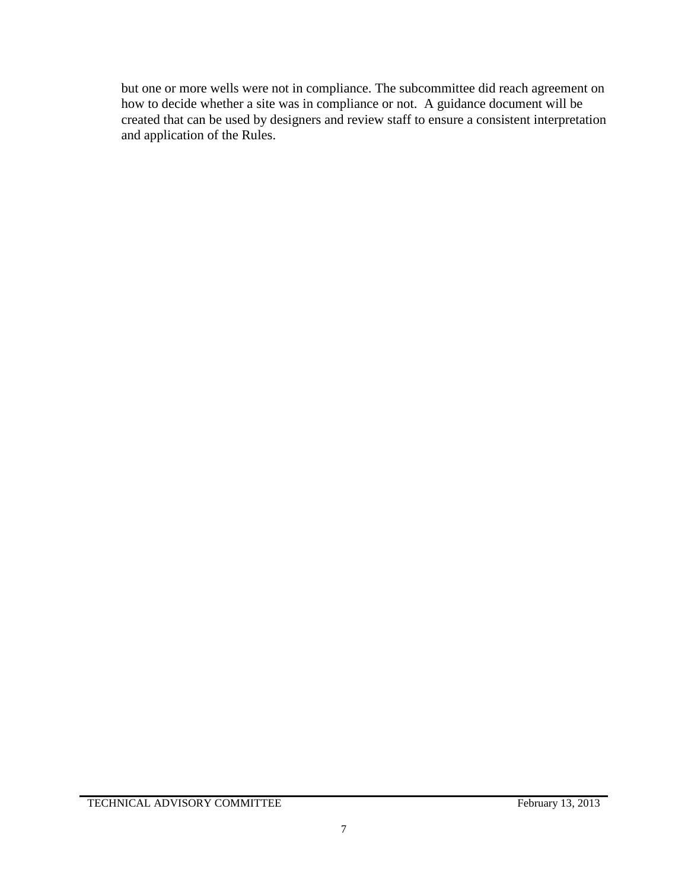but one or more wells were not in compliance. The subcommittee did reach agreement on how to decide whether a site was in compliance or not. A guidance document will be created that can be used by designers and review staff to ensure a consistent interpretation and application of the Rules.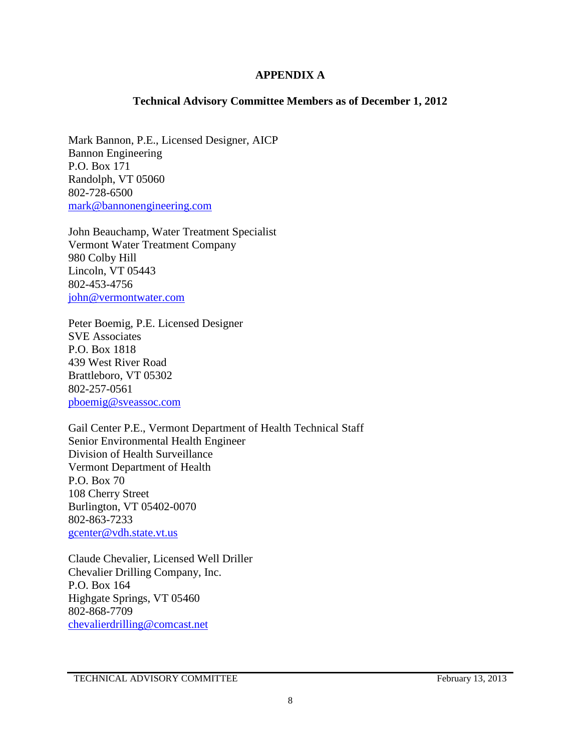# APPENDIX A

## Technical Advisory Committee Members as of December 1, 2012

Mark Bannon, P.E., Licensed Designer, AICP
Bannon Engineering
P.O. Box 171
Randolph, VT 05060
802-728-6500
mark@bannonengineering.com

John Beauchamp, Water Treatment Specialist
Vermont Water Treatment Company
980 Colby Hill
Lincoln, VT 05443
802-453-4756
john@vermontwater.com

Peter Boemig, P.E. Licensed Designer
SVE Associates
P.O. Box 1818
439 West River Road
Brattleboro, VT 05302
802-257-0561
pboemig@sveassoc.com

Gail Center P.E., Vermont Department of Health Technical Staff
Senior Environmental Health Engineer
Division of Health Surveillance
Vermont Department of Health
P.O. Box 70
108 Cherry Street
Burlington, VT 05402-0070
802-863-7233
gcenter@vdh.state.vt.us

Claude Chevalier, Licensed Well Driller
Chevalier Drilling Company, Inc.
P.O. Box 164
Highgate Springs, VT 05460
802-868-7709
chevalierdrilling@comcast.net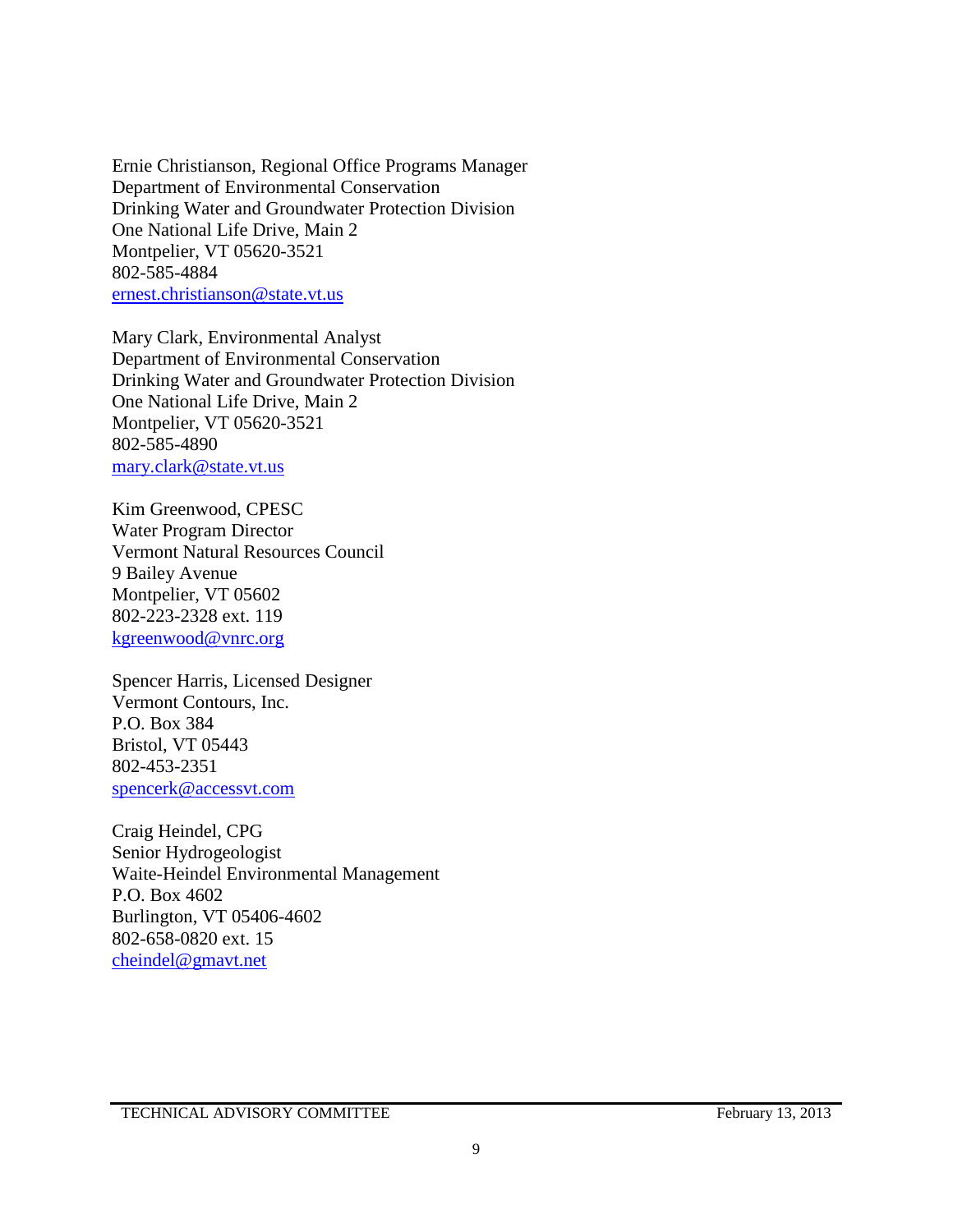Ernie Christianson, Regional Office Programs Manager
Department of Environmental Conservation
Drinking Water and Groundwater Protection Division
One National Life Drive, Main 2
Montpelier, VT 05620-3521
802-585-4884
ernest.christianson@state.vt.us

Mary Clark, Environmental Analyst
Department of Environmental Conservation
Drinking Water and Groundwater Protection Division
One National Life Drive, Main 2
Montpelier, VT 05620-3521
802-585-4890
mary.clark@state.vt.us

Kim Greenwood, CPESC
Water Program Director
Vermont Natural Resources Council
9 Bailey Avenue
Montpelier, VT 05602
802-223-2328 ext. 119
kgreenwood@vnrc.org

Spencer Harris, Licensed Designer
Vermont Contours, Inc.
P.O. Box 384
Bristol, VT 05443
802-453-2351
spencerk@accessvt.com

Craig Heindel, CPG
Senior Hydrogeologist
Waite-Heindel Environmental Management
P.O. Box 4602
Burlington, VT 05406-4602
802-658-0820 ext. 15
cheindel@gmavt.net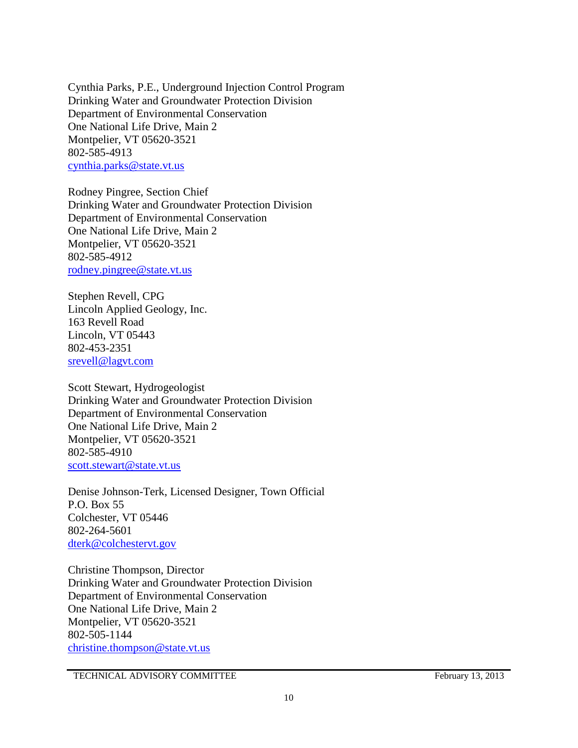Cynthia Parks, P.E., Underground Injection Control Program
Drinking Water and Groundwater Protection Division
Department of Environmental Conservation
One National Life Drive, Main 2
Montpelier, VT 05620-3521
802-585-4913
cynthia.parks@state.vt.us

Rodney Pingree, Section Chief
Drinking Water and Groundwater Protection Division
Department of Environmental Conservation
One National Life Drive, Main 2
Montpelier, VT 05620-3521
802-585-4912
rodney.pingree@state.vt.us

Stephen Revell, CPG
Lincoln Applied Geology, Inc.
163 Revell Road
Lincoln, VT 05443
802-453-2351
srevell@lagvt.com

Scott Stewart, Hydrogeologist
Drinking Water and Groundwater Protection Division
Department of Environmental Conservation
One National Life Drive, Main 2
Montpelier, VT 05620-3521
802-585-4910
scott.stewart@state.vt.us

Denise Johnson-Terk, Licensed Designer, Town Official
P.O. Box 55
Colchester, VT 05446
802-264-5601
dterk@colchestervt.gov

Christine Thompson, Director
Drinking Water and Groundwater Protection Division
Department of Environmental Conservation
One National Life Drive, Main 2
Montpelier, VT 05620-3521
802-505-1144
christine.thompson@state.vt.us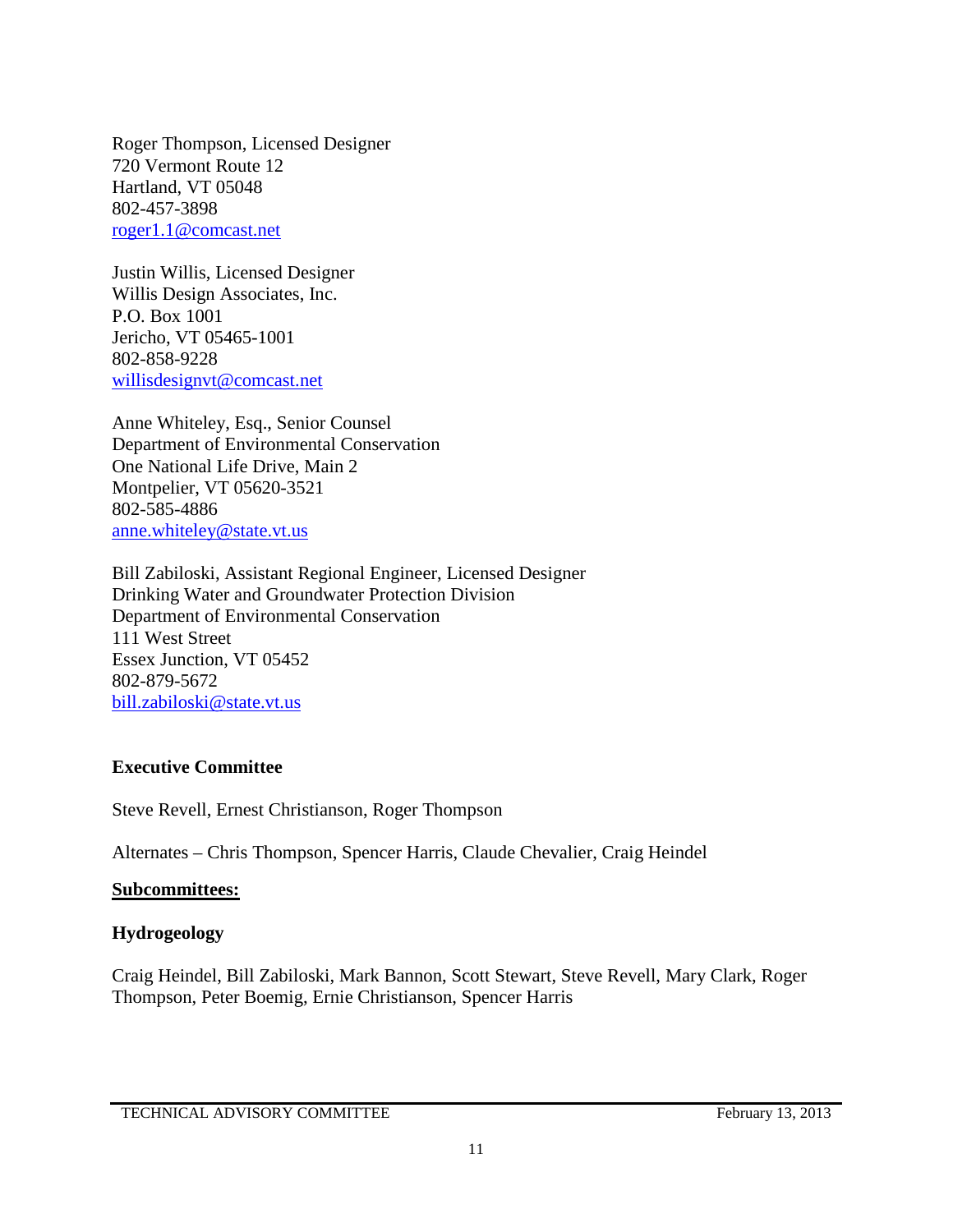Roger Thompson, Licensed Designer
720 Vermont Route 12
Hartland, VT 05048
802-457-3898
roger1.1@comcast.net

Justin Willis, Licensed Designer
Willis Design Associates, Inc.
P.O. Box 1001
Jericho, VT 05465-1001
802-858-9228
willisdesignvt@comcast.net

Anne Whiteley, Esq., Senior Counsel
Department of Environmental Conservation
One National Life Drive, Main 2
Montpelier, VT 05620-3521
802-585-4886
anne.whiteley@state.vt.us

Bill Zabiloski, Assistant Regional Engineer, Licensed Designer
Drinking Water and Groundwater Protection Division
Department of Environmental Conservation
111 West Street
Essex Junction, VT 05452
802-879-5672
bill.zabiloski@state.vt.us

**Executive Committee**

Steve Revell, Ernest Christianson, Roger Thompson

Alternates – Chris Thompson, Spencer Harris, Claude Chevalier, Craig Heindel

**Subcommittees:**

**Hydrogeology**

Craig Heindel, Bill Zabiloski, Mark Bannon, Scott Stewart, Steve Revell, Mary Clark, Roger Thompson, Peter Boemig, Ernie Christianson, Spencer Harris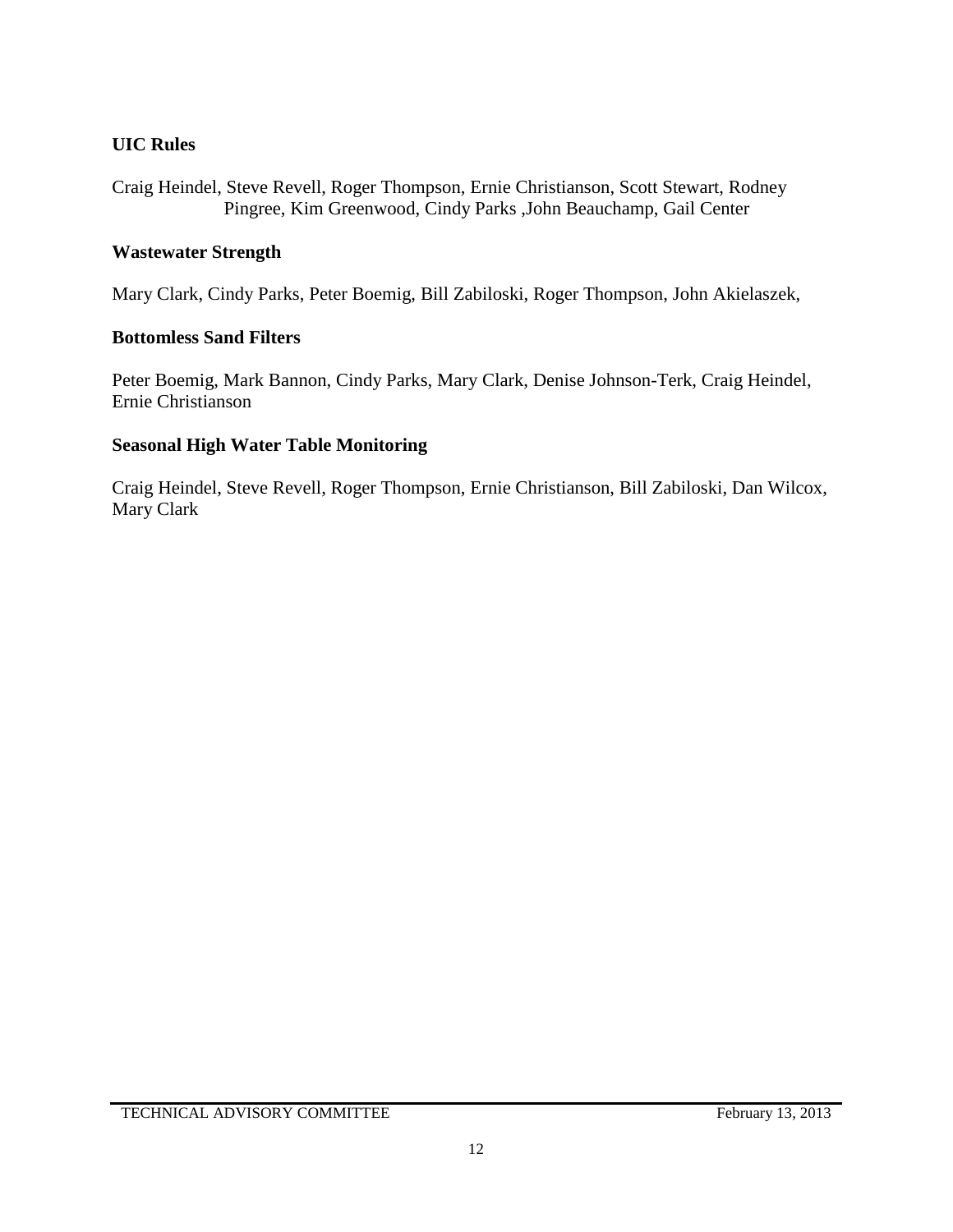**UIC Rules**

Craig Heindel, Steve Revell, Roger Thompson, Ernie Christianson, Scott Stewart, Rodney Pingree, Kim Greenwood, Cindy Parks ,John Beauchamp, Gail Center

**Wastewater Strength**

Mary Clark, Cindy Parks, Peter Boemig, Bill Zabiloski, Roger Thompson, John Akielaszek,

**Bottomless Sand Filters**

Peter Boemig, Mark Bannon, Cindy Parks, Mary Clark, Denise Johnson-Terk, Craig Heindel, Ernie Christianson

**Seasonal High Water Table Monitoring**

Craig Heindel, Steve Revell, Roger Thompson, Ernie Christianson, Bill Zabiloski, Dan Wilcox, Mary Clark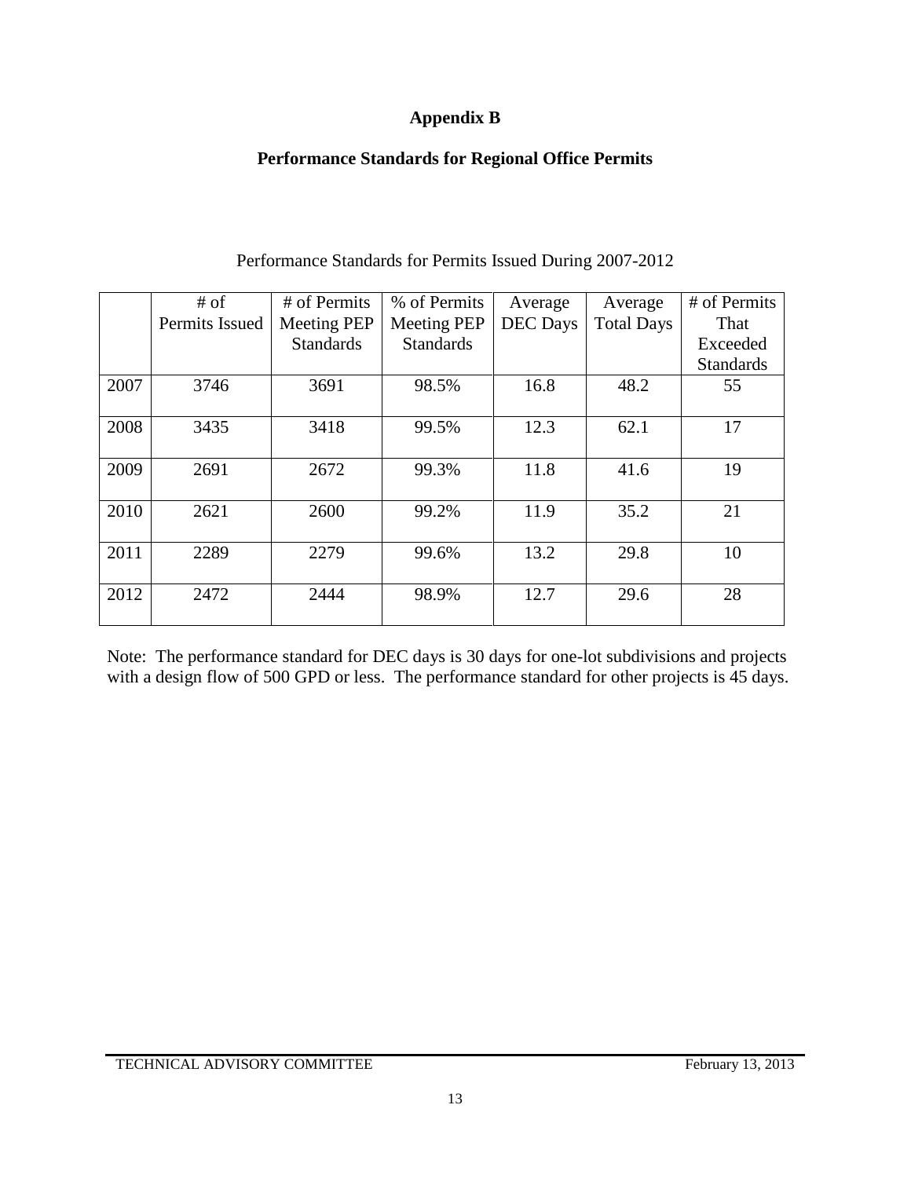# Appendix B

## Performance Standards for Regional Office Permits

Performance Standards for Permits Issued During 2007-2012

| | # of Permits Issued | # of Permits Meeting PEP Standards | % of Permits Meeting PEP Standards | Average DEC Days | Average Total Days | # of Permits That Exceeded Standards |
|---|---|---|---|---|---|---|
| 2007 | 3746 | 3691 | 98.5% | 16.8 | 48.2 | 55 |
| 2008 | 3435 | 3418 | 99.5% | 12.3 | 62.1 | 17 |
| 2009 | 2691 | 2672 | 99.3% | 11.8 | 41.6 | 19 |
| 2010 | 2621 | 2600 | 99.2% | 11.9 | 35.2 | 21 |
| 2011 | 2289 | 2279 | 99.6% | 13.2 | 29.8 | 10 |
| 2012 | 2472 | 2444 | 98.9% | 12.7 | 29.6 | 28 |

Note: The performance standard for DEC days is 30 days for one-lot subdivisions and projects with a design flow of 500 GPD or less. The performance standard for other projects is 45 days.